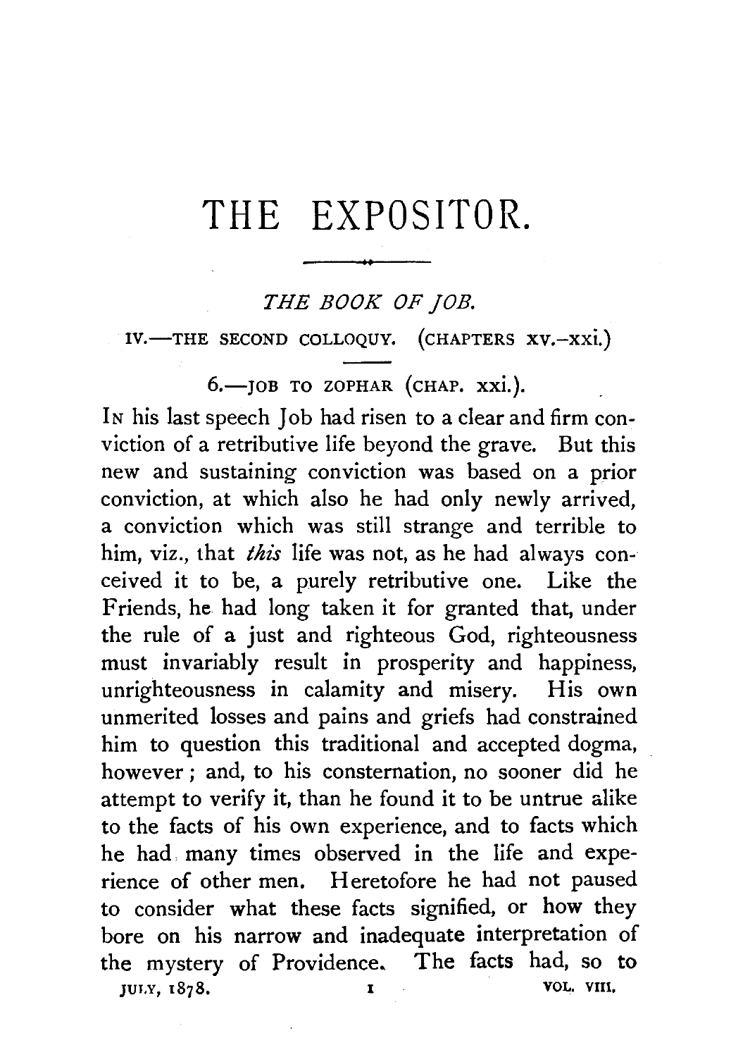# THE EXPOSITOR.

## *THE BOOK OF JOB.*

### IV.—THE SECOND COLLOQUY. (CHAPTERS XV.–XXI.)

### 6.—JOB TO ZOPHAR (CHAP. XXI.).

In his last speech Job had risen to a clear and firm conviction of a retributive life beyond the grave. But this new and sustaining conviction was based on a prior conviction, at which also he had only newly arrived, a conviction which was still strange and terrible to him, viz., that *this* life was not, as he had always conceived it to be, a purely retributive one. Like the Friends, he had long taken it for granted that, under the rule of a just and righteous God, righteousness must invariably result in prosperity and happiness, unrighteousness in calamity and misery. His own unmerited losses and pains and griefs had constrained him to question this traditional and accepted dogma, however; and, to his consternation, no sooner did he attempt to verify it, than he found it to be untrue alike to the facts of his own experience, and to facts which he had many times observed in the life and experience of other men. Heretofore he had not paused to consider what these facts signified, or how they bore on his narrow and inadequate interpretation of the mystery of Providence. The facts had, so to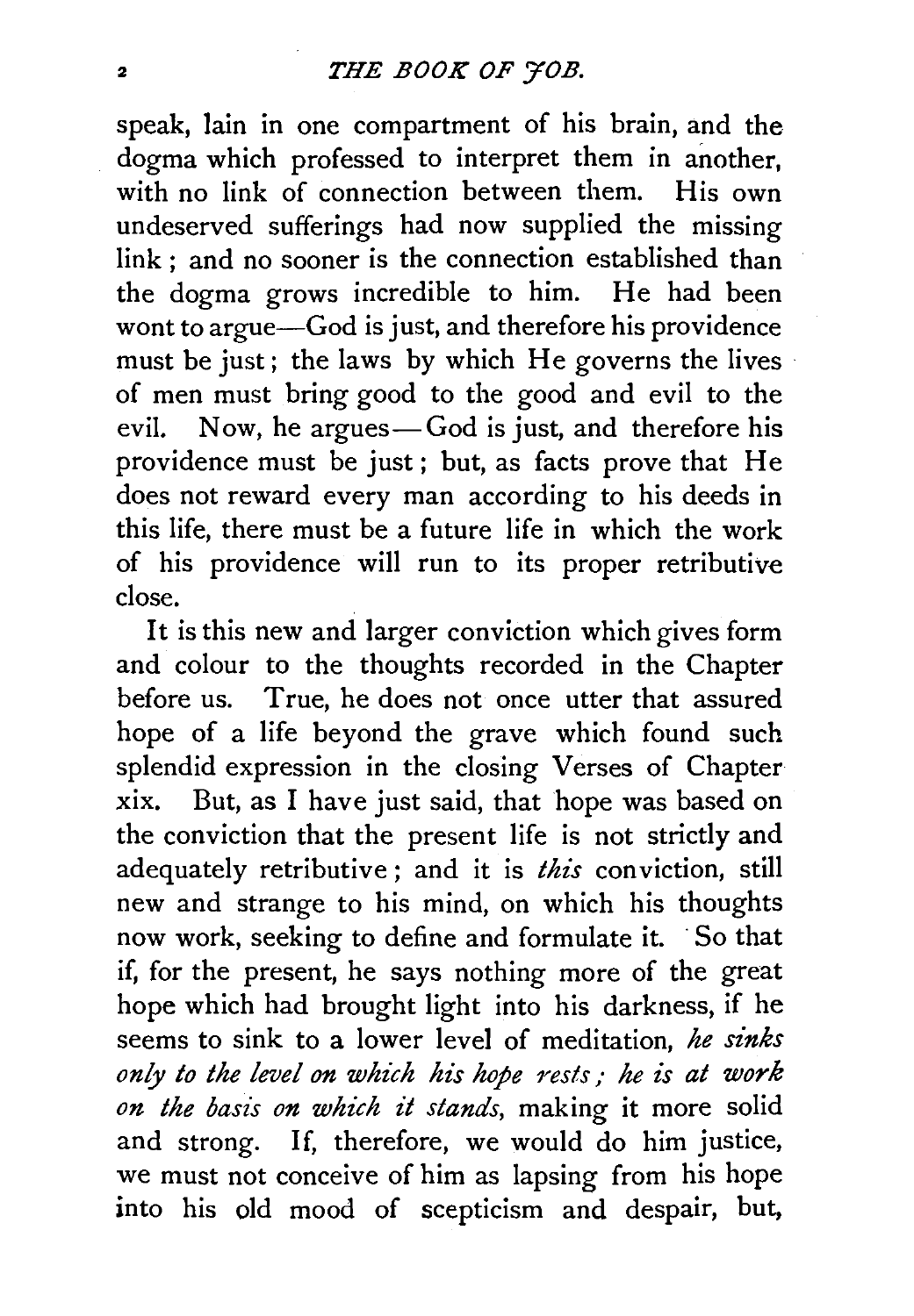speak, lain in one compartment of his brain, and the dogma which professed to interpret them in another, with no link of connection between them. His own undeserved sufferings had now supplied the missing link; and no sooner is the connection established than the dogma grows incredible to him. He had been wont to argue—God is just, and therefore his providence must be just; the laws by which He governs the lives of men must bring good to the good and evil to the evil. Now, he argues—God is just, and therefore his providence must be just; but, as facts prove that He does not reward every man according to his deeds in this life, there must be a future life in which the work of his providence will run to its proper retributive close.

It is this new and larger conviction which gives form and colour to the thoughts recorded in the Chapter before us. True, he does not once utter that assured hope of a life beyond the grave which found such splendid expression in the closing Verses of Chapter xix. But, as I have just said, that hope was based on the conviction that the present life is not strictly and adequately retributive; and it is *this* conviction, still new and strange to his mind, on which his thoughts now work, seeking to define and formulate it. So that if, for the present, he says nothing more of the great hope which had brought light into his darkness, if he seems to sink to a lower level of meditation, *he sinks only to the level on which his hope rests; he is at work on the basis on which it stands*, making it more solid and strong. If, therefore, we would do him justice, we must not conceive of him as lapsing from his hope into his old mood of scepticism and despair, but,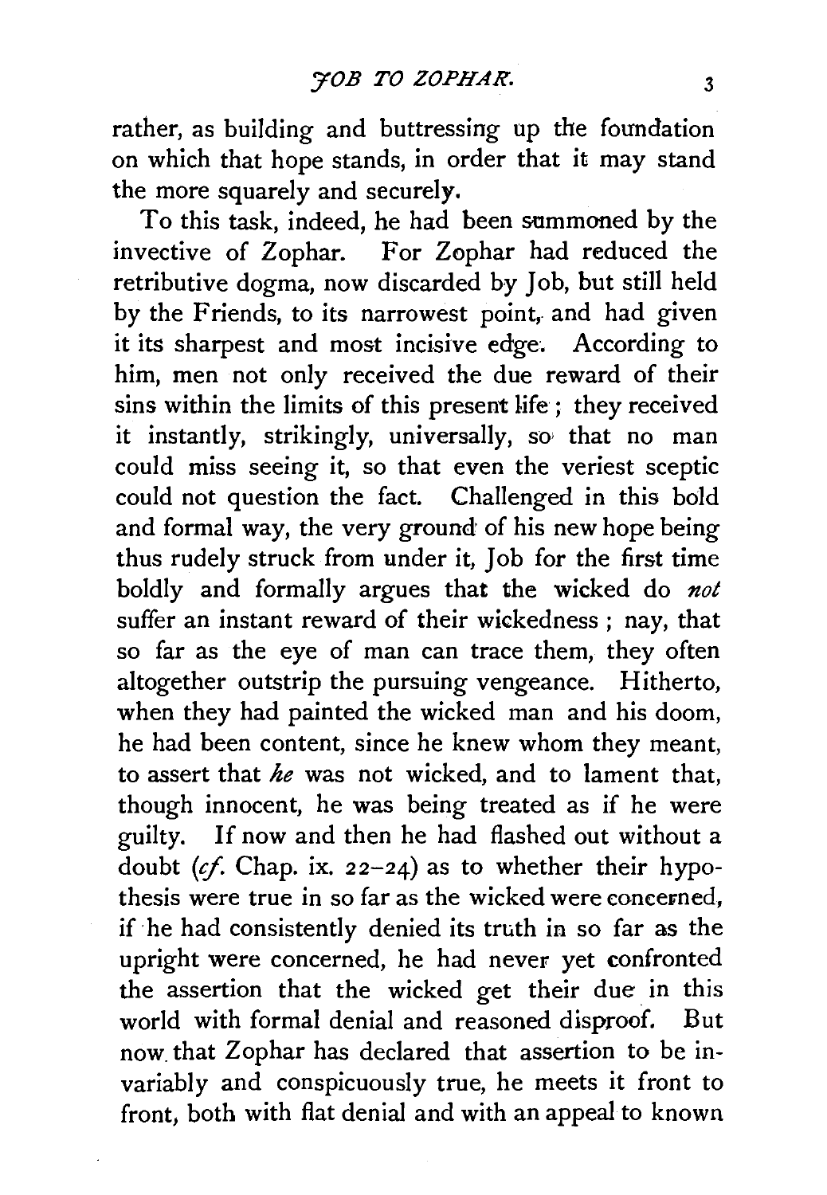rather, as building and buttressing up the foundation on which that hope stands, in order that it may stand the more squarely and securely.

To this task, indeed, he had been summoned by the invective of Zophar. For Zophar had reduced the retributive dogma, now discarded by Job, but still held by the Friends, to its narrowest point, and had given it its sharpest and most incisive edge. According to him, men not only received the due reward of their sins within the limits of this present life; they received it instantly, strikingly, universally, so that no man could miss seeing it, so that even the veriest sceptic could not question the fact. Challenged in this bold and formal way, the very ground of his new hope being thus rudely struck from under it, Job for the first time boldly and formally argues that the wicked do *not* suffer an instant reward of their wickedness; nay, that so far as the eye of man can trace them, they often altogether outstrip the pursuing vengeance. Hitherto, when they had painted the wicked man and his doom, he had been content, since he knew whom they meant, to assert that *he* was not wicked, and to lament that, though innocent, he was being treated as if he were guilty. If now and then he had flashed out without a doubt (*cf.* Chap. ix. 22–24) as to whether their hypothesis were true in so far as the wicked were concerned, if he had consistently denied its truth in so far as the upright were concerned, he had never yet confronted the assertion that the wicked get their due in this world with formal denial and reasoned disproof. But now that Zophar has declared that assertion to be invariably and conspicuously true, he meets it front to front, both with flat denial and with an appeal to known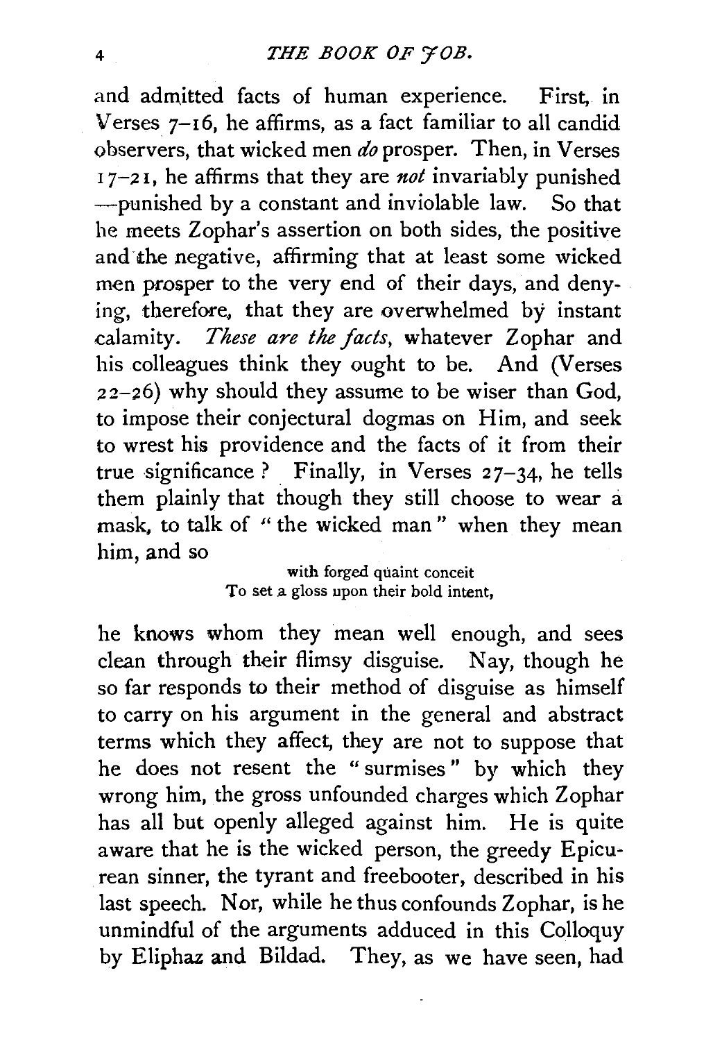and admitted facts of human experience. First, in Verses 7–16, he affirms, as a fact familiar to all candid observers, that wicked men *do* prosper. Then, in Verses 17–21, he affirms that they are *not* invariably punished —punished by a constant and inviolable law. So that he meets Zophar's assertion on both sides, the positive and the negative, affirming that at least some wicked men prosper to the very end of their days, and denying, therefore, that they are overwhelmed by instant calamity. *These are the facts*, whatever Zophar and his colleagues think they ought to be. And (Verses 22–26) why should they assume to be wiser than God, to impose their conjectural dogmas on Him, and seek to wrest his providence and the facts of it from their true significance? Finally, in Verses 27–34, he tells them plainly that though they still choose to wear a mask, to talk of "the wicked man" when they mean him, and so

> with forged quaint conceit
> To set a gloss upon their bold intent,

he knows whom they mean well enough, and sees clean through their flimsy disguise. Nay, though he so far responds to their method of disguise as himself to carry on his argument in the general and abstract terms which they affect, they are not to suppose that he does not resent the "surmises" by which they wrong him, the gross unfounded charges which Zophar has all but openly alleged against him. He is quite aware that he is the wicked person, the greedy Epicurean sinner, the tyrant and freebooter, described in his last speech. Nor, while he thus confounds Zophar, is he unmindful of the arguments adduced in this Colloquy by Eliphaz and Bildad. They, as we have seen, had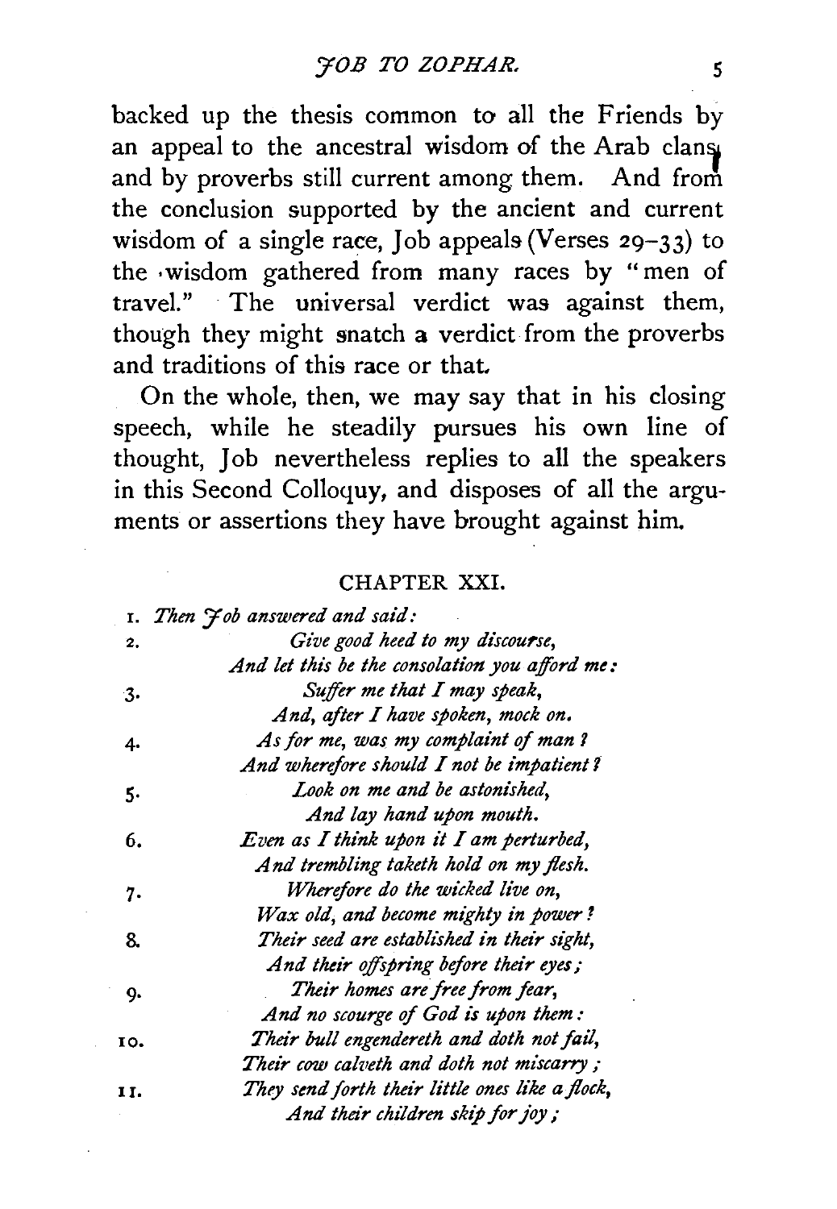backed up the thesis common to all the Friends by an appeal to the ancestral wisdom of the Arab clans, and by proverbs still current among them. And from the conclusion supported by the ancient and current wisdom of a single race, Job appeals (Verses 29–33) to the wisdom gathered from many races by "men of travel." The universal verdict was against them, though they might snatch a verdict from the proverbs and traditions of this race or that.

On the whole, then, we may say that in his closing speech, while he steadily pursues his own line of thought, Job nevertheless replies to all the speakers in this Second Colloquy, and disposes of all the arguments or assertions they have brought against him.

## CHAPTER XXI.

1. *Then Job answered and said:*

2. *Give good heed to my discourse,*
*And let this be the consolation you afford me:*

3. *Suffer me that I may speak,*
*And, after I have spoken, mock on.*

4. *As for me, was my complaint of man?*
*And wherefore should I not be impatient?*

5. *Look on me and be astonished,*
*And lay hand upon mouth.*

6. *Even as I think upon it I am perturbed,*
*And trembling taketh hold on my flesh.*

7. *Wherefore do the wicked live on,*
*Wax old, and become mighty in power?*

8. *Their seed are established in their sight,*
*And their offspring before their eyes;*

9. *Their homes are free from fear,*
*And no scourge of God is upon them:*

10. *Their bull engendereth and doth not fail,*
*Their cow calveth and doth not miscarry;*

11. *They send forth their little ones like a flock,*
*And their children skip for joy;*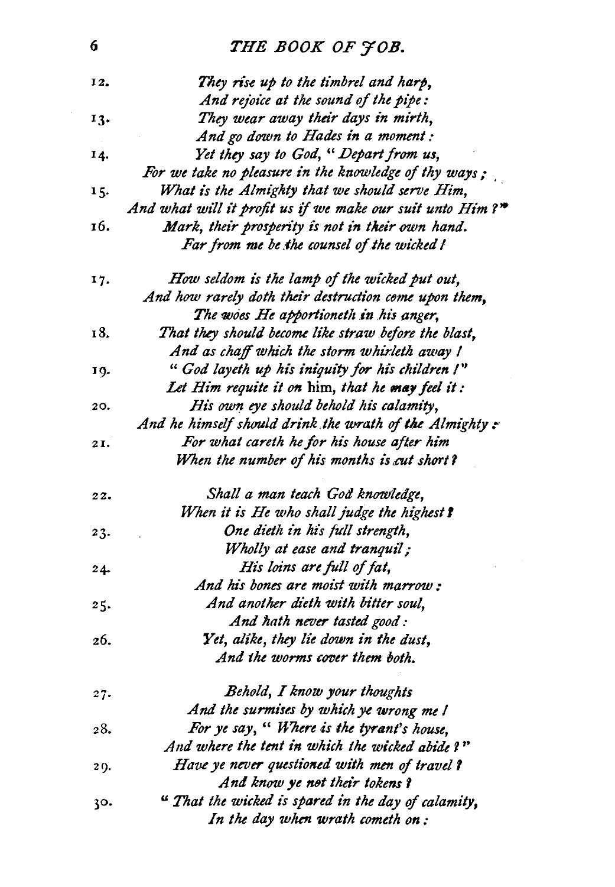12. *They rise up to the timbrel and harp,*
*And rejoice at the sound of the pipe:*

13. *They wear away their days in mirth,*
*And go down to Hades in a moment:*

14. *Yet they say to God, "Depart from us,*
*For we take no pleasure in the knowledge of thy ways;*

15. *What is the Almighty that we should serve Him,*
*And what will it profit us if we make our suit unto Him?"*

16. *Mark, their prosperity is not in their own hand.*
*Far from me be the counsel of the wicked!*

17. *How seldom is the lamp of the wicked put out,*
*And how rarely doth their destruction come upon them,*
*The woes He apportioneth in his anger,*

18. *That they should become like straw before the blast,*
*And as chaff which the storm whirleth away!*

19. *"God layeth up his iniquity for his children!"*
*Let Him requite it on* him, *that he may feel it:*

20. *His own eye should behold his calamity,*
*And he himself should drink the wrath of the Almighty:*

21. *For what careth he for his house after him*
*When the number of his months is cut short?*

22. *Shall a man teach God knowledge,*
*When it is He who shall judge the highest?*

23. *One dieth in his full strength,*
*Wholly at ease and tranquil;*

24. *His loins are full of fat,*
*And his bones are moist with marrow:*

25. *And another dieth with bitter soul,*
*And hath never tasted good:*

26. *Yet, alike, they lie down in the dust,*
*And the worms cover them both.*

27. *Behold, I know your thoughts*
*And the surmises by which ye wrong me!*

28. *For ye say, "Where is the tyrant's house,*
*And where the tent in which the wicked abide?"*

29. *Have ye never questioned with men of travel?*
*And know ye not their tokens?*

30. *"That the wicked is spared in the day of calamity,*
*In the day when wrath cometh on:*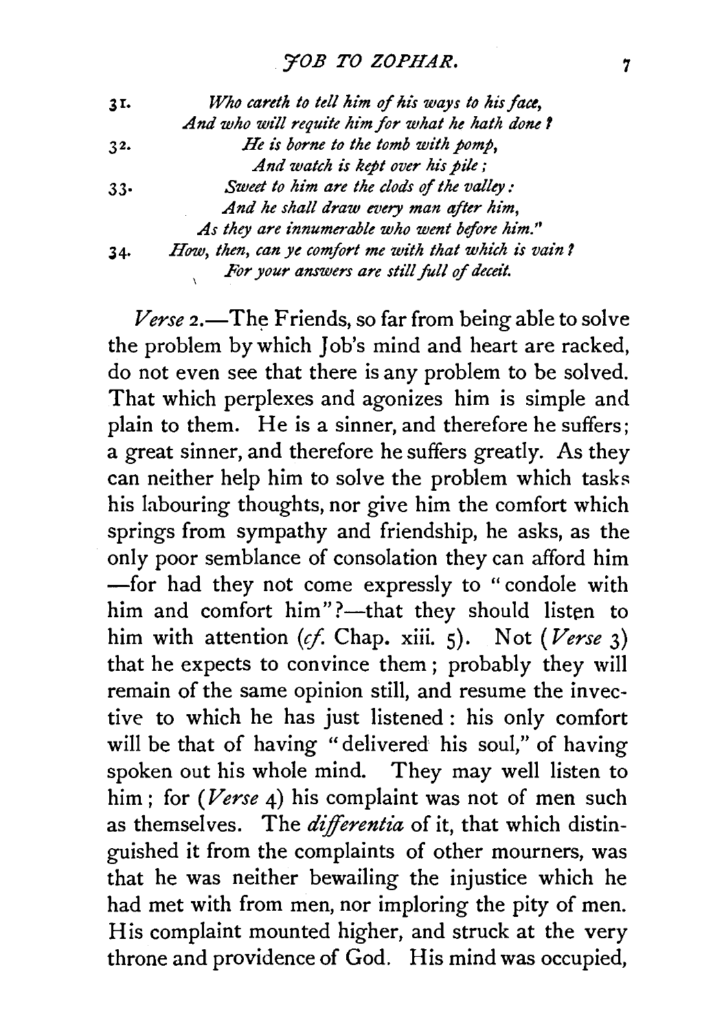31. *Who careth to tell him of his ways to his face,*
*And who will requite him for what he hath done?*

32. *He is borne to the tomb with pomp,*
*And watch is kept over his pile;*

33. *Sweet to him are the clods of the valley:*
*And he shall draw every man after him,*
*As they are innumerable who went before him."*

34. *How, then, can ye comfort me with that which is vain?*
*For your answers are still full of deceit.*

*Verse* 2.—The Friends, so far from being able to solve the problem by which Job's mind and heart are racked, do not even see that there is any problem to be solved. That which perplexes and agonizes him is simple and plain to them. He is a sinner, and therefore he suffers; a great sinner, and therefore he suffers greatly. As they can neither help him to solve the problem which tasks his labouring thoughts, nor give him the comfort which springs from sympathy and friendship, he asks, as the only poor semblance of consolation they can afford him—for had they not come expressly to "condole with him and comfort him"?—that they should listen to him with attention (*cf.* Chap. xiii. 5). Not (*Verse* 3) that he expects to convince them; probably they will remain of the same opinion still, and resume the invective to which he has just listened: his only comfort will be that of having "delivered his soul," of having spoken out his whole mind. They may well listen to him; for (*Verse* 4) his complaint was not of men such as themselves. The *differentia* of it, that which distinguished it from the complaints of other mourners, was that he was neither bewailing the injustice which he had met with from men, nor imploring the pity of men. His complaint mounted higher, and struck at the very throne and providence of God. His mind was occupied,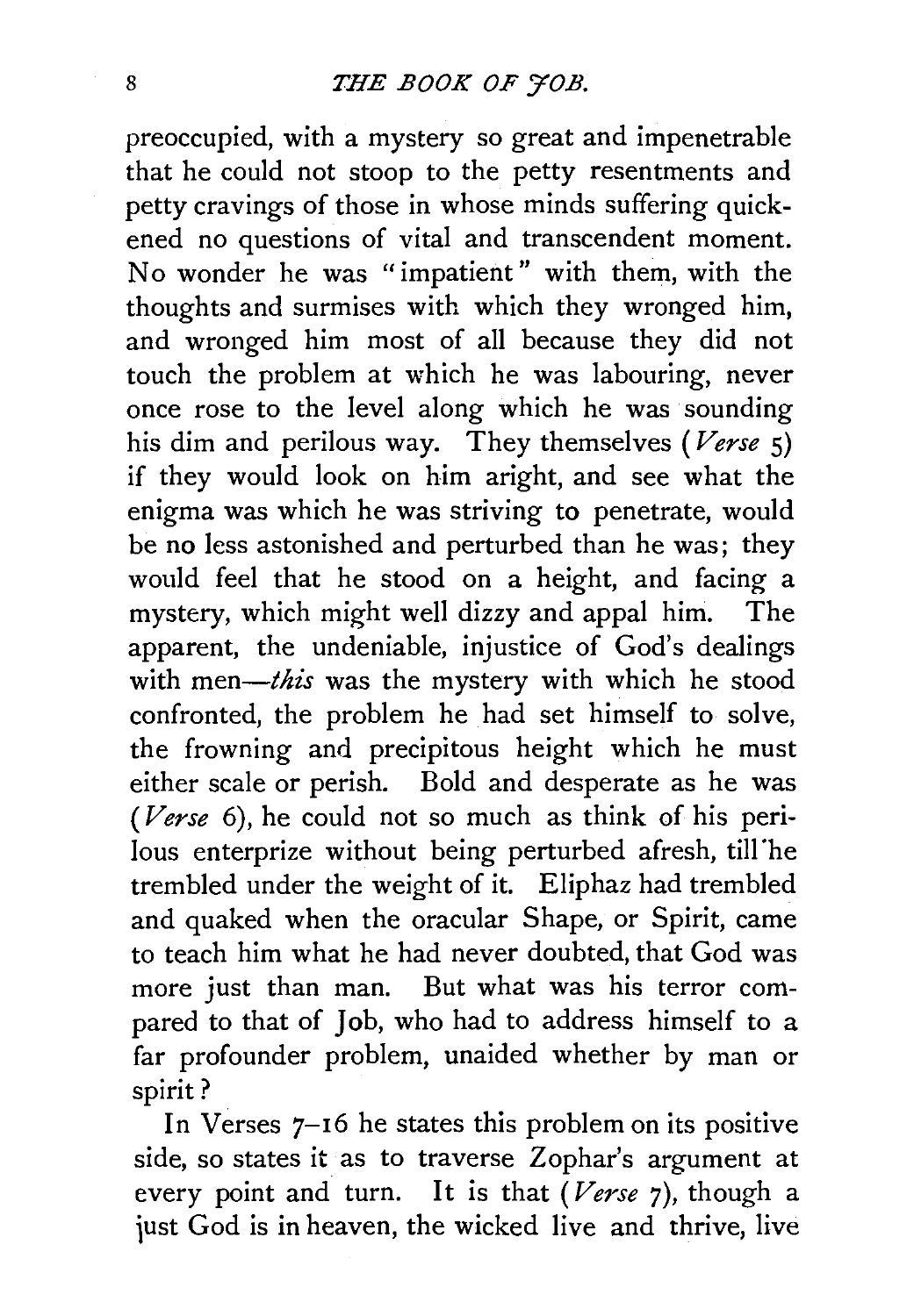preoccupied, with a mystery so great and impenetrable that he could not stoop to the petty resentments and petty cravings of those in whose minds suffering quickened no questions of vital and transcendent moment. No wonder he was "impatient" with them, with the thoughts and surmises with which they wronged him, and wronged him most of all because they did not touch the problem at which he was labouring, never once rose to the level along which he was sounding his dim and perilous way. They themselves (*Verse* 5) if they would look on him aright, and see what the enigma was which he was striving to penetrate, would be no less astonished and perturbed than he was; they would feel that he stood on a height, and facing a mystery, which might well dizzy and appal him. The apparent, the undeniable, injustice of God's dealings with men—*this* was the mystery with which he stood confronted, the problem he had set himself to solve, the frowning and precipitous height which he must either scale or perish. Bold and desperate as he was (*Verse* 6), he could not so much as think of his perilous enterprize without being perturbed afresh, till he trembled under the weight of it. Eliphaz had trembled and quaked when the oracular Shape, or Spirit, came to teach him what he had never doubted, that God was more just than man. But what was his terror compared to that of Job, who had to address himself to a far profounder problem, unaided whether by man or spirit?

In Verses 7–16 he states this problem on its positive side, so states it as to traverse Zophar's argument at every point and turn. It is that (*Verse* 7), though a just God is in heaven, the wicked live and thrive, live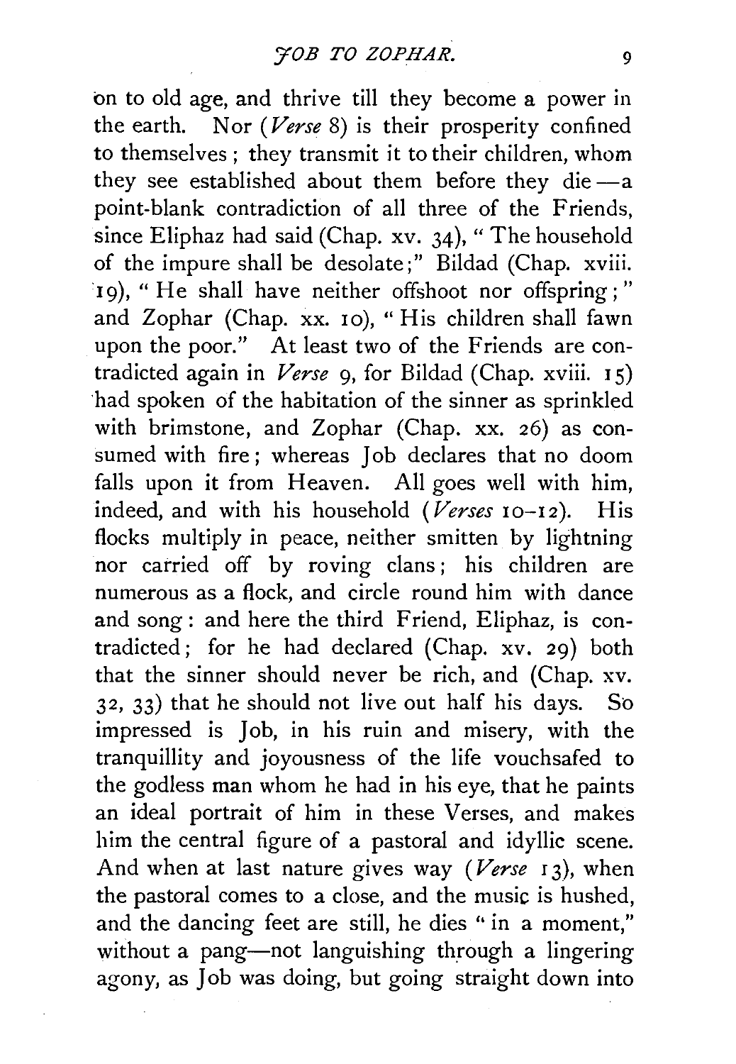on to old age, and thrive till they become a power in the earth. Nor (*Verse* 8) is their prosperity confined to themselves; they transmit it to their children, whom they see established about them before they die—a point-blank contradiction of all three of the Friends, since Eliphaz had said (Chap. xv. 34), "The household of the impure shall be desolate;" Bildad (Chap. xviii. 19), "He shall have neither offshoot nor offspring;" and Zophar (Chap. xx. 10), "His children shall fawn upon the poor." At least two of the Friends are contradicted again in *Verse* 9, for Bildad (Chap. xviii. 15) had spoken of the habitation of the sinner as sprinkled with brimstone, and Zophar (Chap. xx. 26) as consumed with fire; whereas Job declares that no doom falls upon it from Heaven. All goes well with him, indeed, and with his household (*Verses* 10–12). His flocks multiply in peace, neither smitten by lightning nor carried off by roving clans; his children are numerous as a flock, and circle round him with dance and song: and here the third Friend, Eliphaz, is contradicted; for he had declared (Chap. xv. 29) both that the sinner should never be rich, and (Chap. xv. 32, 33) that he should not live out half his days. So impressed is Job, in his ruin and misery, with the tranquillity and joyousness of the life vouchsafed to the godless man whom he had in his eye, that he paints an ideal portrait of him in these Verses, and makes him the central figure of a pastoral and idyllic scene. And when at last nature gives way (*Verse* 13), when the pastoral comes to a close, and the music is hushed, and the dancing feet are still, he dies "in a moment," without a pang—not languishing through a lingering agony, as Job was doing, but going straight down into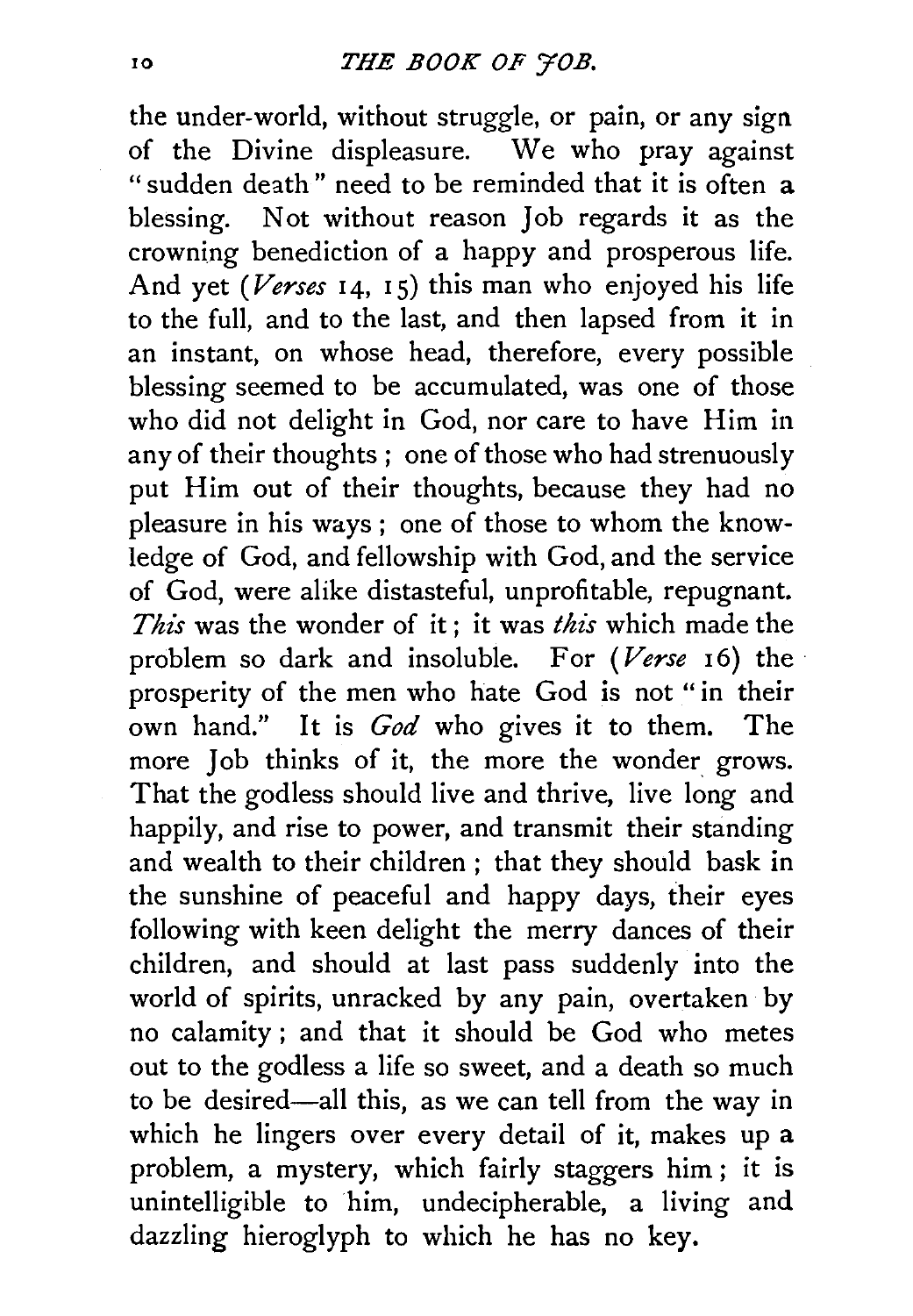the under-world, without struggle, or pain, or any sign of the Divine displeasure. We who pray against "sudden death" need to be reminded that it is often a blessing. Not without reason Job regards it as the crowning benediction of a happy and prosperous life. And yet (*Verses* 14, 15) this man who enjoyed his life to the full, and to the last, and then lapsed from it in an instant, on whose head, therefore, every possible blessing seemed to be accumulated, was one of those who did not delight in God, nor care to have Him in any of their thoughts; one of those who had strenuously put Him out of their thoughts, because they had no pleasure in his ways; one of those to whom the knowledge of God, and fellowship with God, and the service of God, were alike distasteful, unprofitable, repugnant. *This* was the wonder of it; it was *this* which made the problem so dark and insoluble. For (*Verse* 16) the prosperity of the men who hate God is not "in their own hand." It is *God* who gives it to them. The more Job thinks of it, the more the wonder grows. That the godless should live and thrive, live long and happily, and rise to power, and transmit their standing and wealth to their children; that they should bask in the sunshine of peaceful and happy days, their eyes following with keen delight the merry dances of their children, and should at last pass suddenly into the world of spirits, unracked by any pain, overtaken by no calamity; and that it should be God who metes out to the godless a life so sweet, and a death so much to be desired—all this, as we can tell from the way in which he lingers over every detail of it, makes up a problem, a mystery, which fairly staggers him; it is unintelligible to him, undecipherable, a living and dazzling hieroglyph to which he has no key.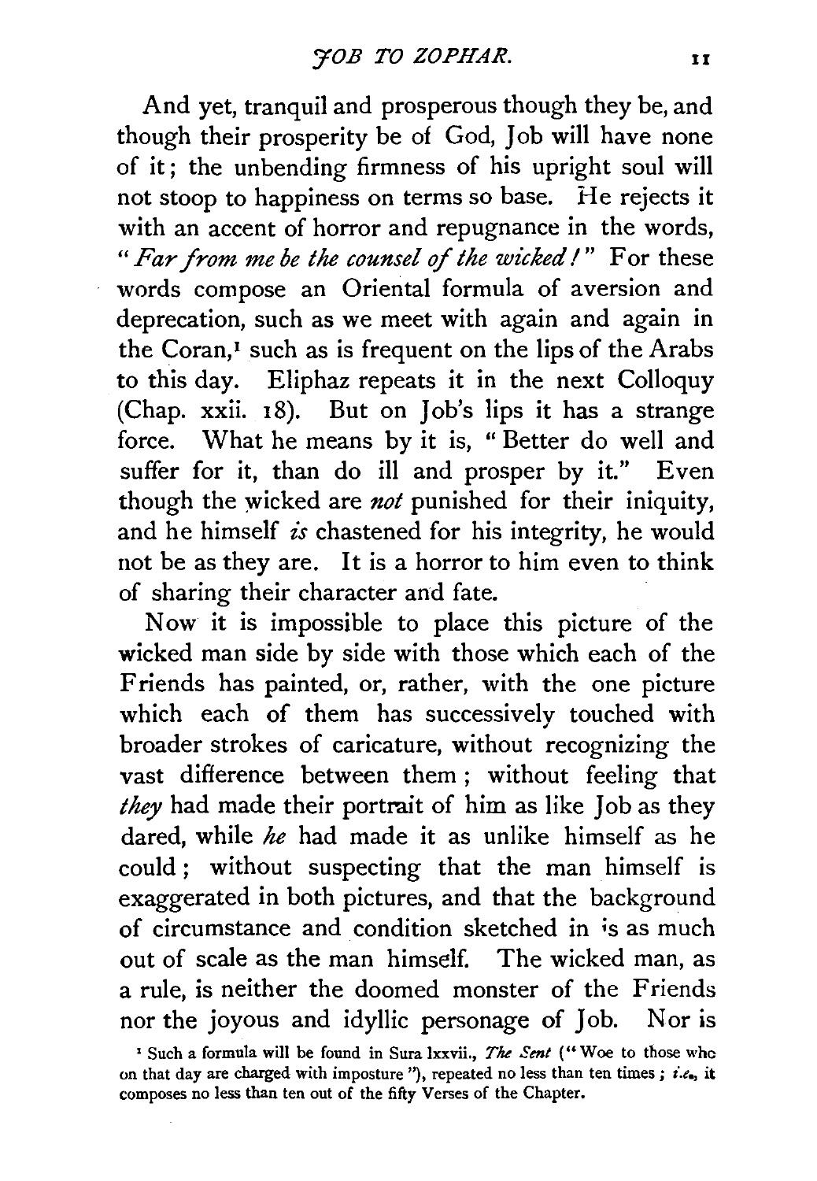And yet, tranquil and prosperous though they be, and though their prosperity be of God, Job will have none of it; the unbending firmness of his upright soul will not stoop to happiness on terms so base. He rejects it with an accent of horror and repugnance in the words, "*Far from me be the counsel of the wicked!*" For these words compose an Oriental formula of aversion and deprecation, such as we meet with again and again in the Coran,[1] such as is frequent on the lips of the Arabs to this day. Eliphaz repeats it in the next Colloquy (Chap. xxii. 18). But on Job's lips it has a strange force. What he means by it is, "Better do well and suffer for it, than do ill and prosper by it." Even though the wicked are *not* punished for their iniquity, and he himself *is* chastened for his integrity, he would not be as they are. It is a horror to him even to think of sharing their character and fate.

Now it is impossible to place this picture of the wicked man side by side with those which each of the Friends has painted, or, rather, with the one picture which each of them has successively touched with broader strokes of caricature, without recognizing the vast difference between them; without feeling that *they* had made their portrait of him as like Job as they dared, while *he* had made it as unlike himself as he could; without suspecting that the man himself is exaggerated in both pictures, and that the background of circumstance and condition sketched in is as much out of scale as the man himself. The wicked man, as a rule, is neither the doomed monster of the Friends nor the joyous and idyllic personage of Job. Nor is

[1] Such a formula will be found in Sura lxxvii., *The Sent* ("Woe to those who on that day are charged with imposture"), repeated no less than ten times; *i.e.*, it composes no less than ten out of the fifty Verses of the Chapter.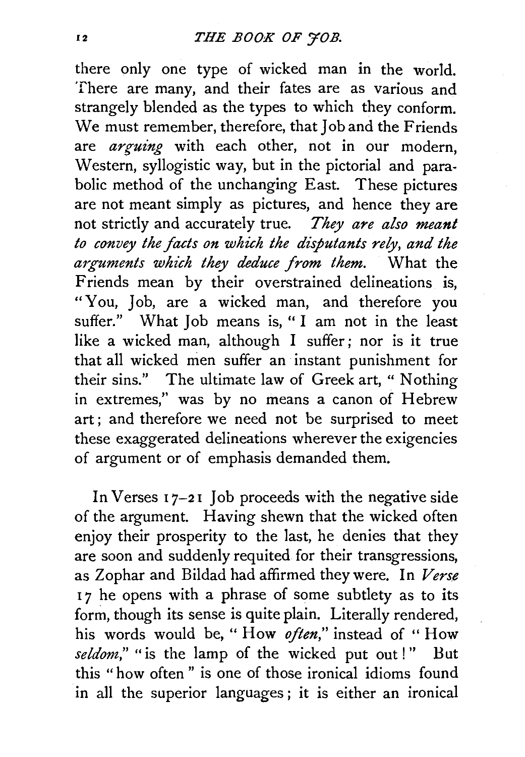there only one type of wicked man in the world. There are many, and their fates are as various and strangely blended as the types to which they conform. We must remember, therefore, that Job and the Friends are *arguing* with each other, not in our modern, Western, syllogistic way, but in the pictorial and parabolic method of the unchanging East. These pictures are not meant simply as pictures, and hence they are not strictly and accurately true. *They are also meant to convey the facts on which the disputants rely, and the arguments which they deduce from them.* What the Friends mean by their overstrained delineations is, "You, Job, are a wicked man, and therefore you suffer." What Job means is, "I am not in the least like a wicked man, although I suffer; nor is it true that all wicked men suffer an instant punishment for their sins." The ultimate law of Greek art, "Nothing in extremes," was by no means a canon of Hebrew art; and therefore we need not be surprised to meet these exaggerated delineations wherever the exigencies of argument or of emphasis demanded them.

In Verses 17–21 Job proceeds with the negative side of the argument. Having shewn that the wicked often enjoy their prosperity to the last, he denies that they are soon and suddenly requited for their transgressions, as Zophar and Bildad had affirmed they were. In *Verse* 17 he opens with a phrase of some subtlety as to its form, though its sense is quite plain. Literally rendered, his words would be, "How *often*," instead of "How *seldom*," "is the lamp of the wicked put out!" But this "how often" is one of those ironical idioms found in all the superior languages; it is either an ironical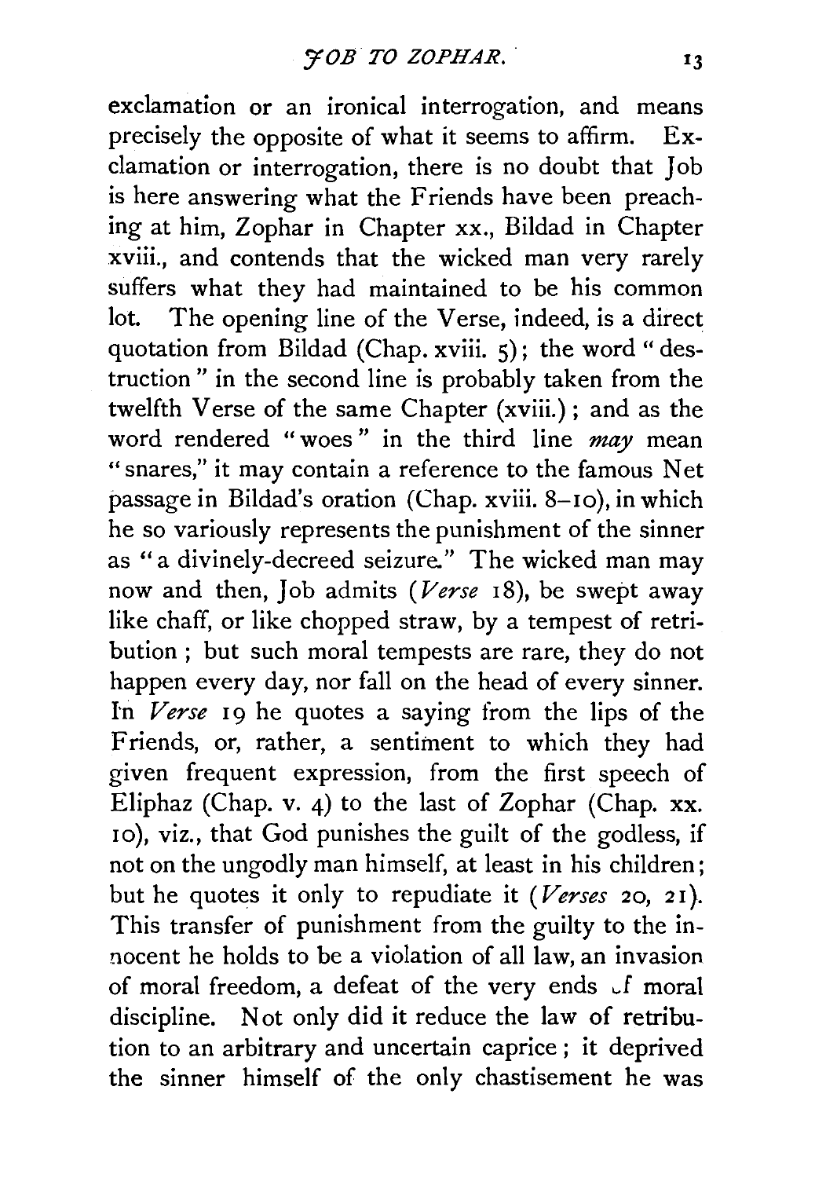exclamation or an ironical interrogation, and means precisely the opposite of what it seems to affirm. Exclamation or interrogation, there is no doubt that Job is here answering what the Friends have been preaching at him, Zophar in Chapter xx., Bildad in Chapter xviii., and contends that the wicked man very rarely suffers what they had maintained to be his common lot. The opening line of the Verse, indeed, is a direct quotation from Bildad (Chap. xviii. 5); the word "destruction" in the second line is probably taken from the twelfth Verse of the same Chapter (xviii.); and as the word rendered "woes" in the third line *may* mean "snares," it may contain a reference to the famous Net passage in Bildad's oration (Chap. xviii. 8–10), in which he so variously represents the punishment of the sinner as "a divinely-decreed seizure." The wicked man may now and then, Job admits (*Verse* 18), be swept away like chaff, or like chopped straw, by a tempest of retribution; but such moral tempests are rare, they do not happen every day, nor fall on the head of every sinner. In *Verse* 19 he quotes a saying from the lips of the Friends, or, rather, a sentiment to which they had given frequent expression, from the first speech of Eliphaz (Chap. v. 4) to the last of Zophar (Chap. xx. 10), viz., that God punishes the guilt of the godless, if not on the ungodly man himself, at least in his children; but he quotes it only to repudiate it (*Verses* 20, 21). This transfer of punishment from the guilty to the innocent he holds to be a violation of all law, an invasion of moral freedom, a defeat of the very ends of moral discipline. Not only did it reduce the law of retribution to an arbitrary and uncertain caprice; it deprived the sinner himself of the only chastisement he was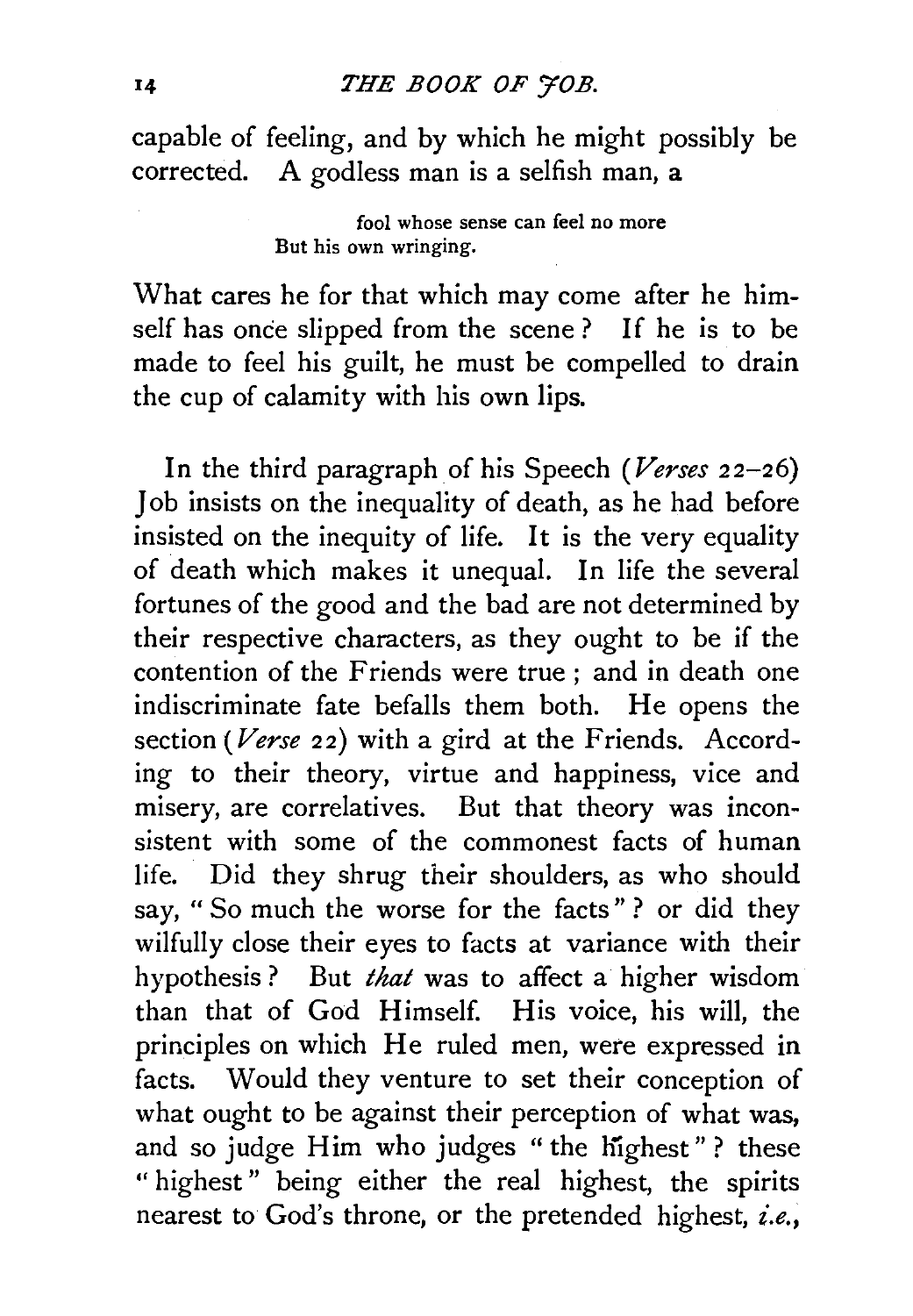capable of feeling, and by which he might possibly be corrected. A godless man is a selfish man, a

> fool whose sense can feel no more
> But his own wringing.

What cares he for that which may come after he himself has once slipped from the scene? If he is to be made to feel his guilt, he must be compelled to drain the cup of calamity with his own lips.

In the third paragraph of his Speech (*Verses* 22–26) Job insists on the inequality of death, as he had before insisted on the inequity of life. It is the very equality of death which makes it unequal. In life the several fortunes of the good and the bad are not determined by their respective characters, as they ought to be if the contention of the Friends were true; and in death one indiscriminate fate befalls them both. He opens the section (*Verse* 22) with a gird at the Friends. According to their theory, virtue and happiness, vice and misery, are correlatives. But that theory was inconsistent with some of the commonest facts of human life. Did they shrug their shoulders, as who should say, "So much the worse for the facts"? or did they wilfully close their eyes to facts at variance with their hypothesis? But *that* was to affect a higher wisdom than that of God Himself. His voice, his will, the principles on which He ruled men, were expressed in facts. Would they venture to set their conception of what ought to be against their perception of what was, and so judge Him who judges "the highest"? these "highest" being either the real highest, the spirits nearest to God's throne, or the pretended highest, *i.e.*,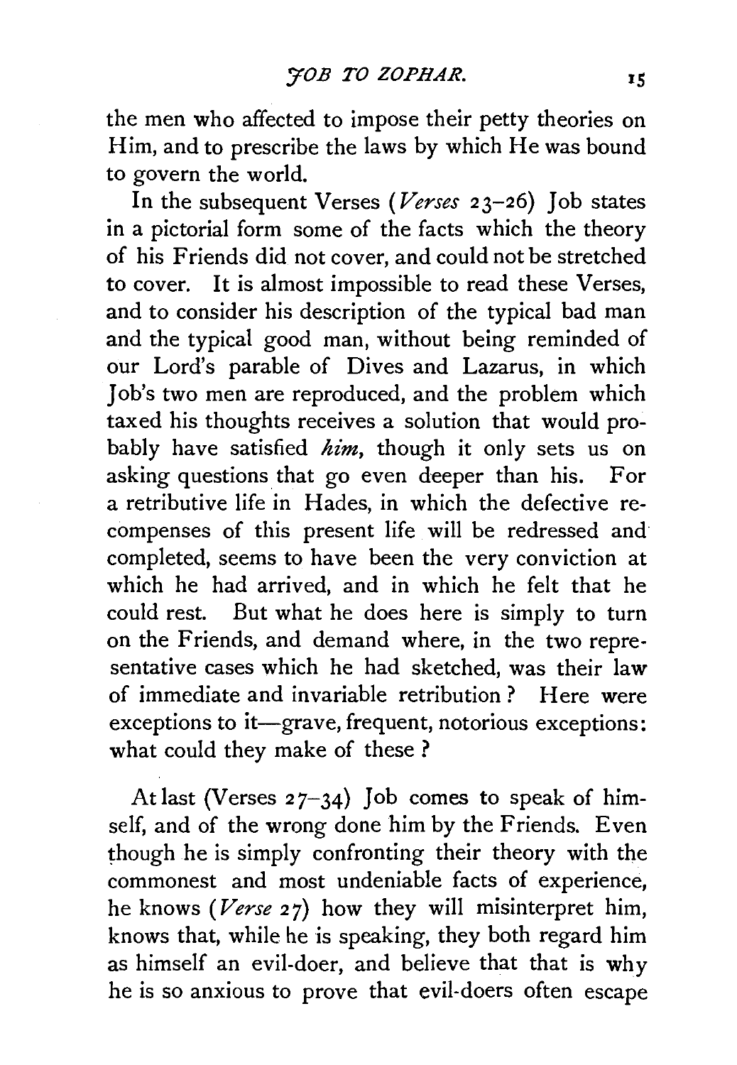the men who affected to impose their petty theories on Him, and to prescribe the laws by which He was bound to govern the world.

In the subsequent Verses (*Verses* 23–26) Job states in a pictorial form some of the facts which the theory of his Friends did not cover, and could not be stretched to cover. It is almost impossible to read these Verses, and to consider his description of the typical bad man and the typical good man, without being reminded of our Lord's parable of Dives and Lazarus, in which Job's two men are reproduced, and the problem which taxed his thoughts receives a solution that would probably have satisfied *him*, though it only sets us on asking questions that go even deeper than his. For a retributive life in Hades, in which the defective recompenses of this present life will be redressed and completed, seems to have been the very conviction at which he had arrived, and in which he felt that he could rest. But what he does here is simply to turn on the Friends, and demand where, in the two representative cases which he had sketched, was their law of immediate and invariable retribution? Here were exceptions to it—grave, frequent, notorious exceptions: what could they make of these?

At last (Verses 27–34) Job comes to speak of himself, and of the wrong done him by the Friends. Even though he is simply confronting their theory with the commonest and most undeniable facts of experience, he knows (*Verse* 27) how they will misinterpret him, knows that, while he is speaking, they both regard him as himself an evil-doer, and believe that that is why he is so anxious to prove that evil-doers often escape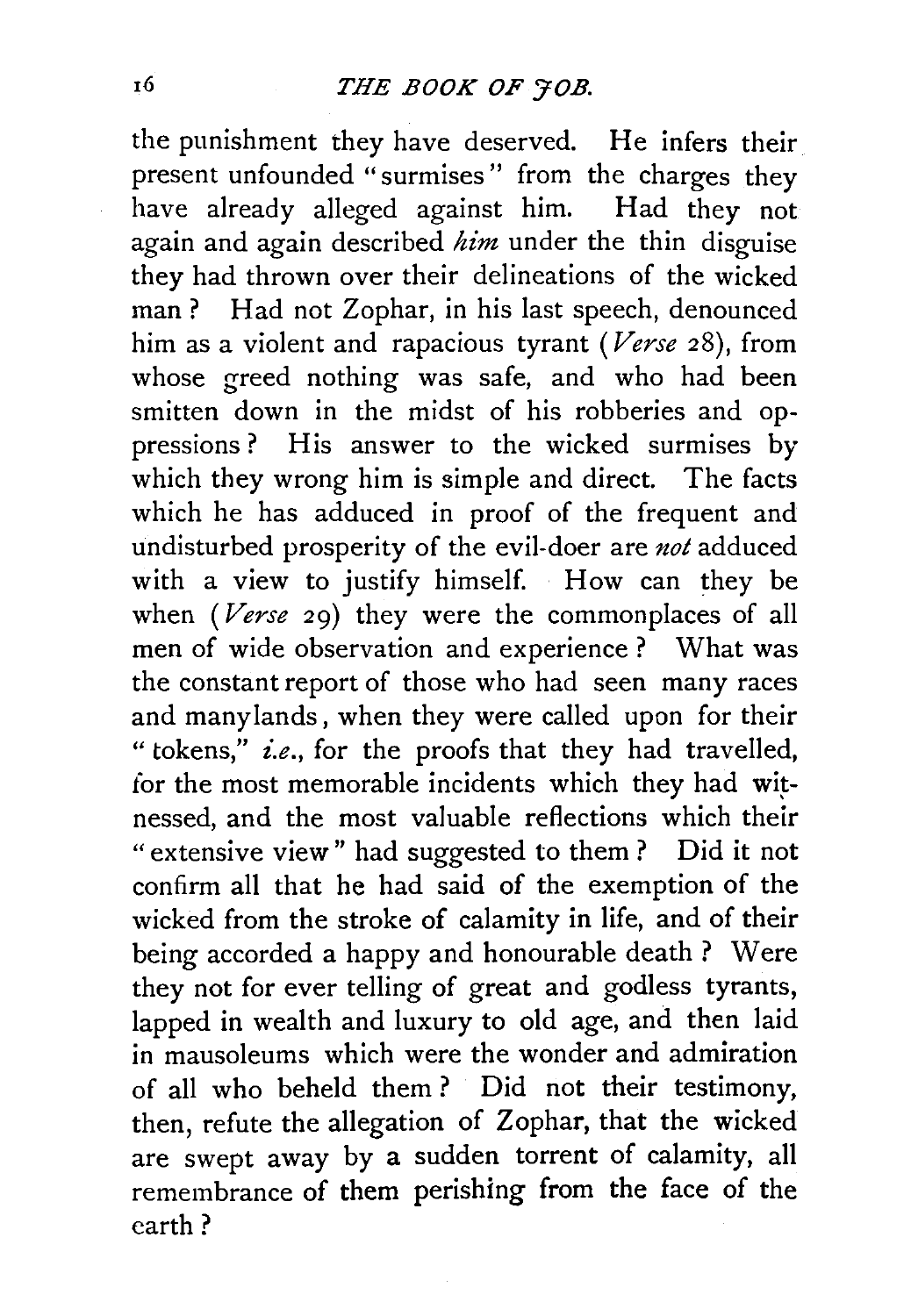the punishment they have deserved. He infers their present unfounded "surmises" from the charges they have already alleged against him. Had they not again and again described *him* under the thin disguise they had thrown over their delineations of the wicked man? Had not Zophar, in his last speech, denounced him as a violent and rapacious tyrant (*Verse* 28), from whose greed nothing was safe, and who had been smitten down in the midst of his robberies and oppressions? His answer to the wicked surmises by which they wrong him is simple and direct. The facts which he has adduced in proof of the frequent and undisturbed prosperity of the evil-doer are *not* adduced with a view to justify himself. How can they be when (*Verse* 29) they were the commonplaces of all men of wide observation and experience? What was the constant report of those who had seen many races and many lands, when they were called upon for their "tokens," *i.e.*, for the proofs that they had travelled, for the most memorable incidents which they had witnessed, and the most valuable reflections which their "extensive view" had suggested to them? Did it not confirm all that he had said of the exemption of the wicked from the stroke of calamity in life, and of their being accorded a happy and honourable death? Were they not for ever telling of great and godless tyrants, lapped in wealth and luxury to old age, and then laid in mausoleums which were the wonder and admiration of all who beheld them? Did not their testimony, then, refute the allegation of Zophar, that the wicked are swept away by a sudden torrent of calamity, all remembrance of them perishing from the face of the earth?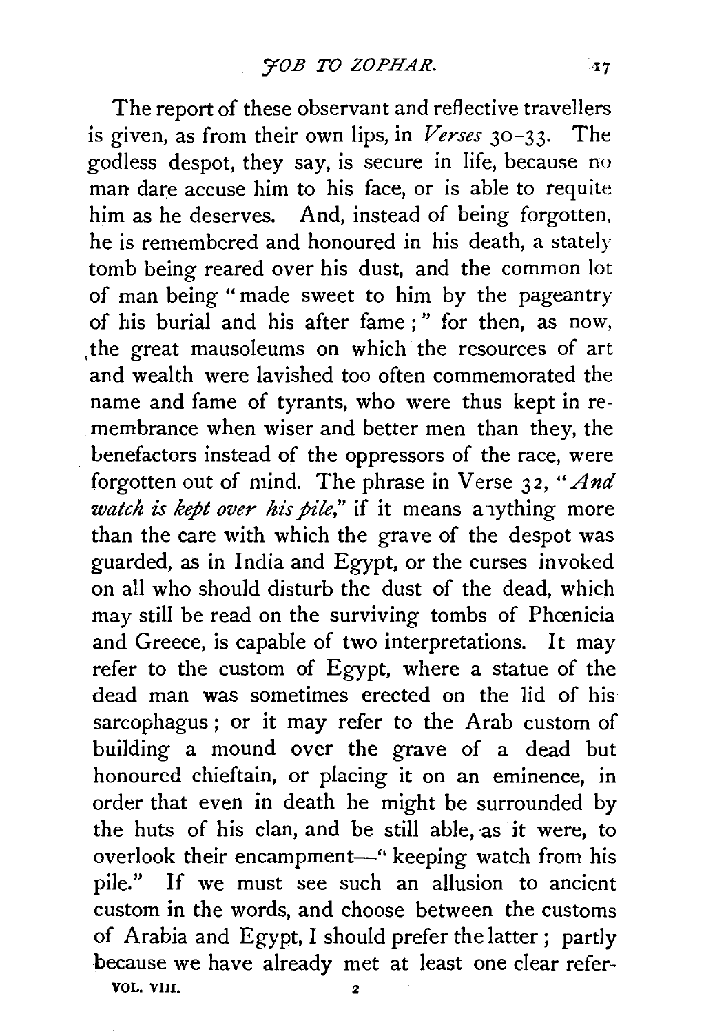The report of these observant and reflective travellers is given, as from their own lips, in *Verses* 30–33. The godless despot, they say, is secure in life, because no man dare accuse him to his face, or is able to requite him as he deserves. And, instead of being forgotten, he is remembered and honoured in his death, a stately tomb being reared over his dust, and the common lot of man being "made sweet to him by the pageantry of his burial and his after fame;" for then, as now, the great mausoleums on which the resources of art and wealth were lavished too often commemorated the name and fame of tyrants, who were thus kept in remembrance when wiser and better men than they, the benefactors instead of the oppressors of the race, were forgotten out of mind. The phrase in Verse 32, "*And watch is kept over his pile*," if it means anything more than the care with which the grave of the despot was guarded, as in India and Egypt, or the curses invoked on all who should disturb the dust of the dead, which may still be read on the surviving tombs of Phœnicia and Greece, is capable of two interpretations. It may refer to the custom of Egypt, where a statue of the dead man was sometimes erected on the lid of his sarcophagus; or it may refer to the Arab custom of building a mound over the grave of a dead but honoured chieftain, or placing it on an eminence, in order that even in death he might be surrounded by the huts of his clan, and be still able, as it were, to overlook their encampment—"keeping watch from his pile." If we must see such an allusion to ancient custom in the words, and choose between the customs of Arabia and Egypt, I should prefer the latter; partly because we have already met at least one clear refer-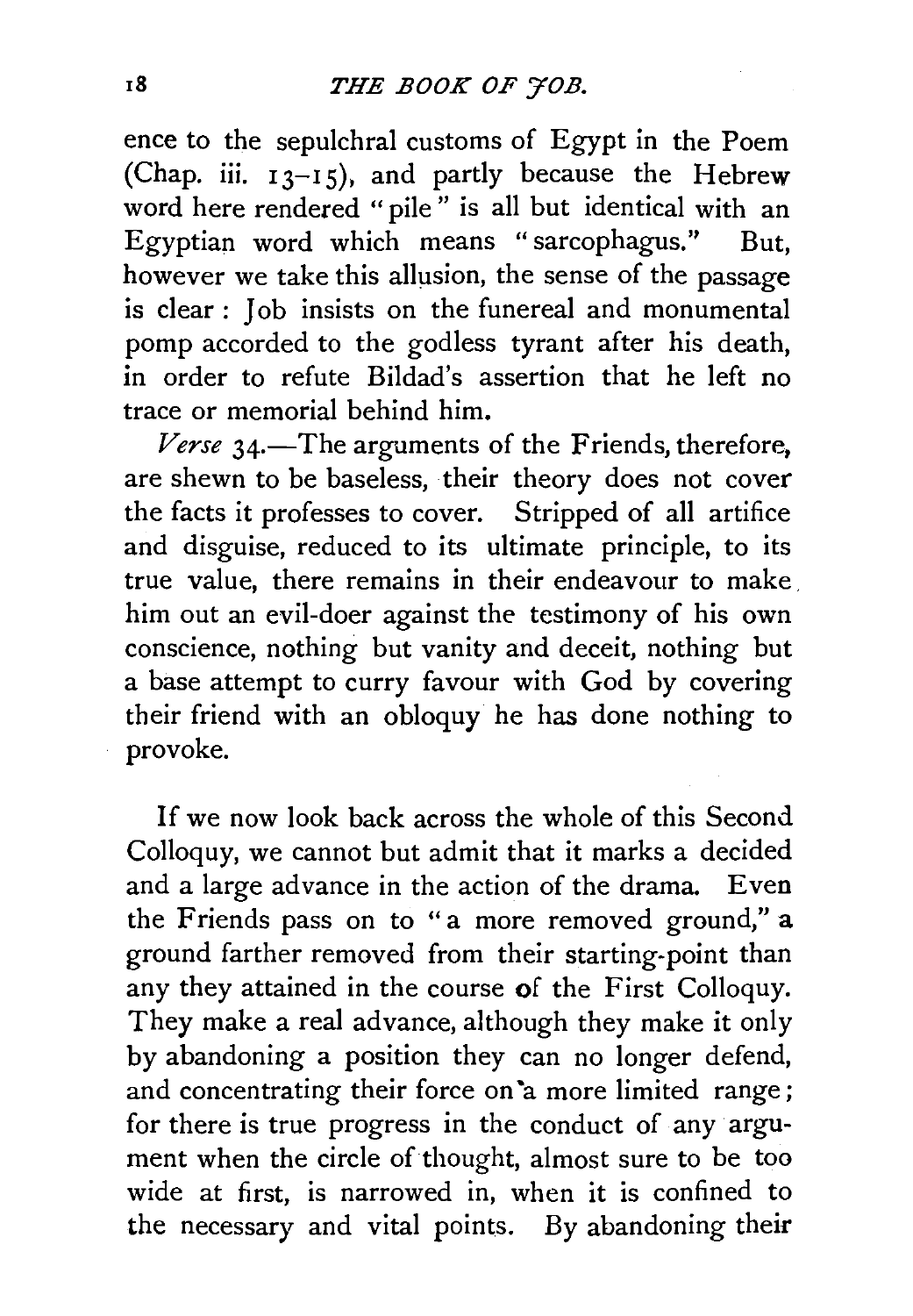ence to the sepulchral customs of Egypt in the Poem (Chap. iii. 13–15), and partly because the Hebrew word here rendered "pile" is all but identical with an Egyptian word which means "sarcophagus." But, however we take this allusion, the sense of the passage is clear: Job insists on the funereal and monumental pomp accorded to the godless tyrant after his death, in order to refute Bildad's assertion that he left no trace or memorial behind him.

*Verse* 34.—The arguments of the Friends, therefore, are shewn to be baseless, their theory does not cover the facts it professes to cover. Stripped of all artifice and disguise, reduced to its ultimate principle, to its true value, there remains in their endeavour to make him out an evil-doer against the testimony of his own conscience, nothing but vanity and deceit, nothing but a base attempt to curry favour with God by covering their friend with an obloquy he has done nothing to provoke.

If we now look back across the whole of this Second Colloquy, we cannot but admit that it marks a decided and a large advance in the action of the drama. Even the Friends pass on to "a more removed ground," a ground farther removed from their starting-point than any they attained in the course of the First Colloquy. They make a real advance, although they make it only by abandoning a position they can no longer defend, and concentrating their force on a more limited range; for there is true progress in the conduct of any argument when the circle of thought, almost sure to be too wide at first, is narrowed in, when it is confined to the necessary and vital points. By abandoning their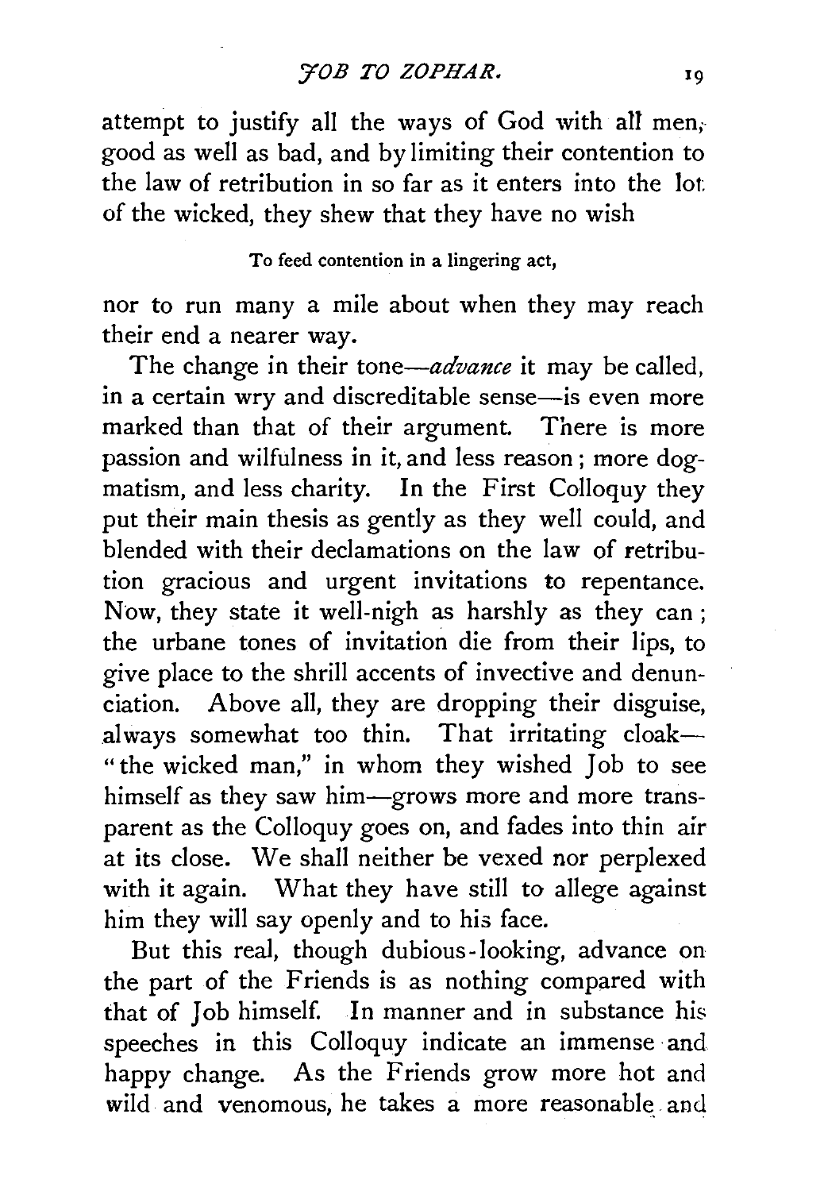attempt to justify all the ways of God with all men, good as well as bad, and by limiting their contention to the law of retribution in so far as it enters into the lot of the wicked, they shew that they have no wish

> To feed contention in a lingering act,

nor to run many a mile about when they may reach their end a nearer way.

The change in their tone—*advance* it may be called, in a certain wry and discreditable sense—is even more marked than that of their argument. There is more passion and wilfulness in it, and less reason; more dogmatism, and less charity. In the First Colloquy they put their main thesis as gently as they well could, and blended with their declamations on the law of retribution gracious and urgent invitations to repentance. Now, they state it well-nigh as harshly as they can; the urbane tones of invitation die from their lips, to give place to the shrill accents of invective and denunciation. Above all, they are dropping their disguise, always somewhat too thin. That irritating cloak—"the wicked man," in whom they wished Job to see himself as they saw him—grows more and more transparent as the Colloquy goes on, and fades into thin air at its close. We shall neither be vexed nor perplexed with it again. What they have still to allege against him they will say openly and to his face.

But this real, though dubious-looking, advance on the part of the Friends is as nothing compared with that of Job himself. In manner and in substance his speeches in this Colloquy indicate an immense and happy change. As the Friends grow more hot and wild and venomous, he takes a more reasonable and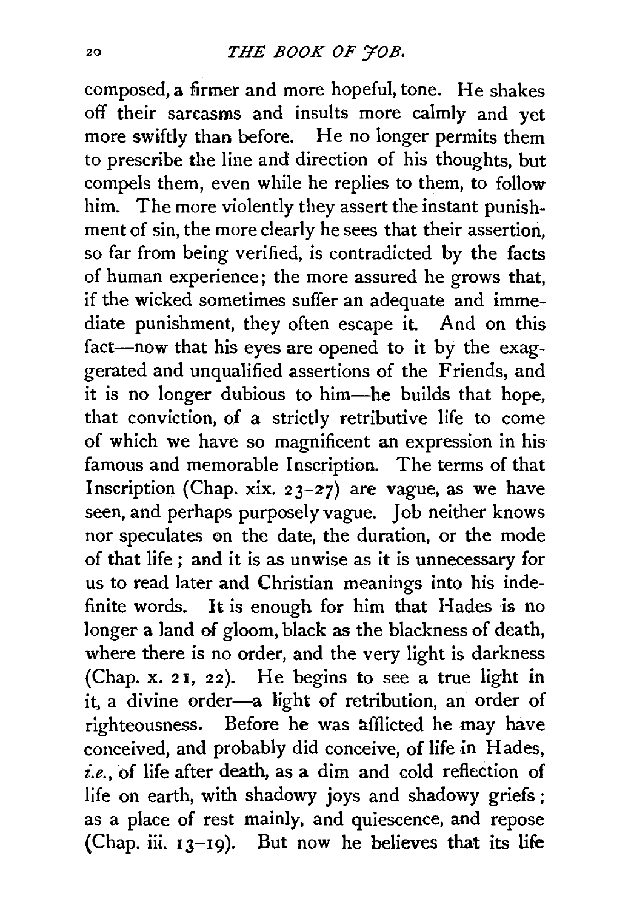composed, a firmer and more hopeful, tone. He shakes off their sarcasms and insults more calmly and yet more swiftly than before. He no longer permits them to prescribe the line and direction of his thoughts, but compels them, even while he replies to them, to follow him. The more violently they assert the instant punishment of sin, the more clearly he sees that their assertion, so far from being verified, is contradicted by the facts of human experience; the more assured he grows that, if the wicked sometimes suffer an adequate and immediate punishment, they often escape it. And on this fact—now that his eyes are opened to it by the exaggerated and unqualified assertions of the Friends, and it is no longer dubious to him—he builds that hope, that conviction, of a strictly retributive life to come of which we have so magnificent an expression in his famous and memorable Inscription. The terms of that Inscription (Chap. xix. 23–27) are vague, as we have seen, and perhaps purposely vague. Job neither knows nor speculates on the date, the duration, or the mode of that life; and it is as unwise as it is unnecessary for us to read later and Christian meanings into his indefinite words. It is enough for him that Hades is no longer a land of gloom, black as the blackness of death, where there is no order, and the very light is darkness (Chap. x. 21, 22). He begins to see a true light in it, a divine order—a light of retribution, an order of righteousness. Before he was afflicted he may have conceived, and probably did conceive, of life in Hades, *i.e.*, of life after death, as a dim and cold reflection of life on earth, with shadowy joys and shadowy griefs; as a place of rest mainly, and quiescence, and repose (Chap. iii. 13–19). But now he believes that its life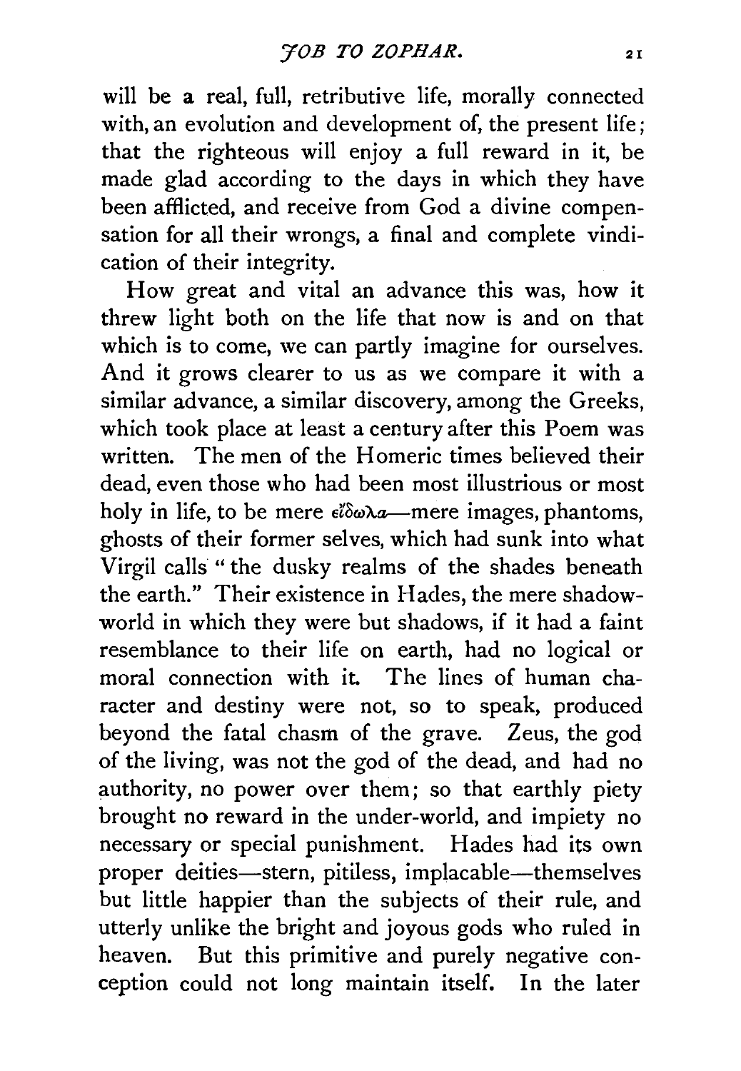will be a real, full, retributive life, morally connected with, an evolution and development of, the present life; that the righteous will enjoy a full reward in it, be made glad according to the days in which they have been afflicted, and receive from God a divine compensation for all their wrongs, a final and complete vindication of their integrity.

How great and vital an advance this was, how it threw light both on the life that now is and on that which is to come, we can partly imagine for ourselves. And it grows clearer to us as we compare it with a similar advance, a similar discovery, among the Greeks, which took place at least a century after this Poem was written. The men of the Homeric times believed their dead, even those who had been most illustrious or most holy in life, to be mere εἴδωλα—mere images, phantoms, ghosts of their former selves, which had sunk into what Virgil calls "the dusky realms of the shades beneath the earth." Their existence in Hades, the mere shadow-world in which they were but shadows, if it had a faint resemblance to their life on earth, had no logical or moral connection with it. The lines of human character and destiny were not, so to speak, produced beyond the fatal chasm of the grave. Zeus, the god of the living, was not the god of the dead, and had no authority, no power over them; so that earthly piety brought no reward in the under-world, and impiety no necessary or special punishment. Hades had its own proper deities—stern, pitiless, implacable—themselves but little happier than the subjects of their rule, and utterly unlike the bright and joyous gods who ruled in heaven. But this primitive and purely negative conception could not long maintain itself. In the later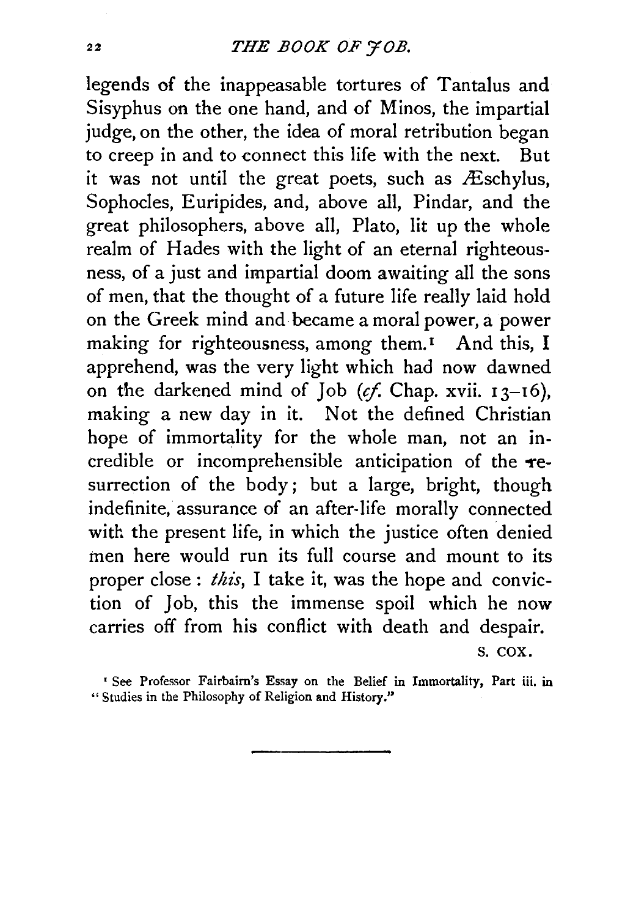legends of the inappeasable tortures of Tantalus and Sisyphus on the one hand, and of Minos, the impartial judge, on the other, the idea of moral retribution began to creep in and to connect this life with the next. But it was not until the great poets, such as Æschylus, Sophocles, Euripides, and, above all, Pindar, and the great philosophers, above all, Plato, lit up the whole realm of Hades with the light of an eternal righteousness, of a just and impartial doom awaiting all the sons of men, that the thought of a future life really laid hold on the Greek mind and became a moral power, a power making for righteousness, among them.[1] And this, I apprehend, was the very light which had now dawned on the darkened mind of Job (*cf.* Chap. xvii. 13–16), making a new day in it. Not the defined Christian hope of immortality for the whole man, not an incredible or incomprehensible anticipation of the resurrection of the body; but a large, bright, though indefinite, assurance of an after-life morally connected with the present life, in which the justice often denied men here would run its full course and mount to its proper close: *this*, I take it, was the hope and conviction of Job, this the immense spoil which he now carries off from his conflict with death and despair.

S. COX.

[1] See Professor Fairbairn's Essay on the Belief in Immortality, Part iii. in "Studies in the Philosophy of Religion and History."